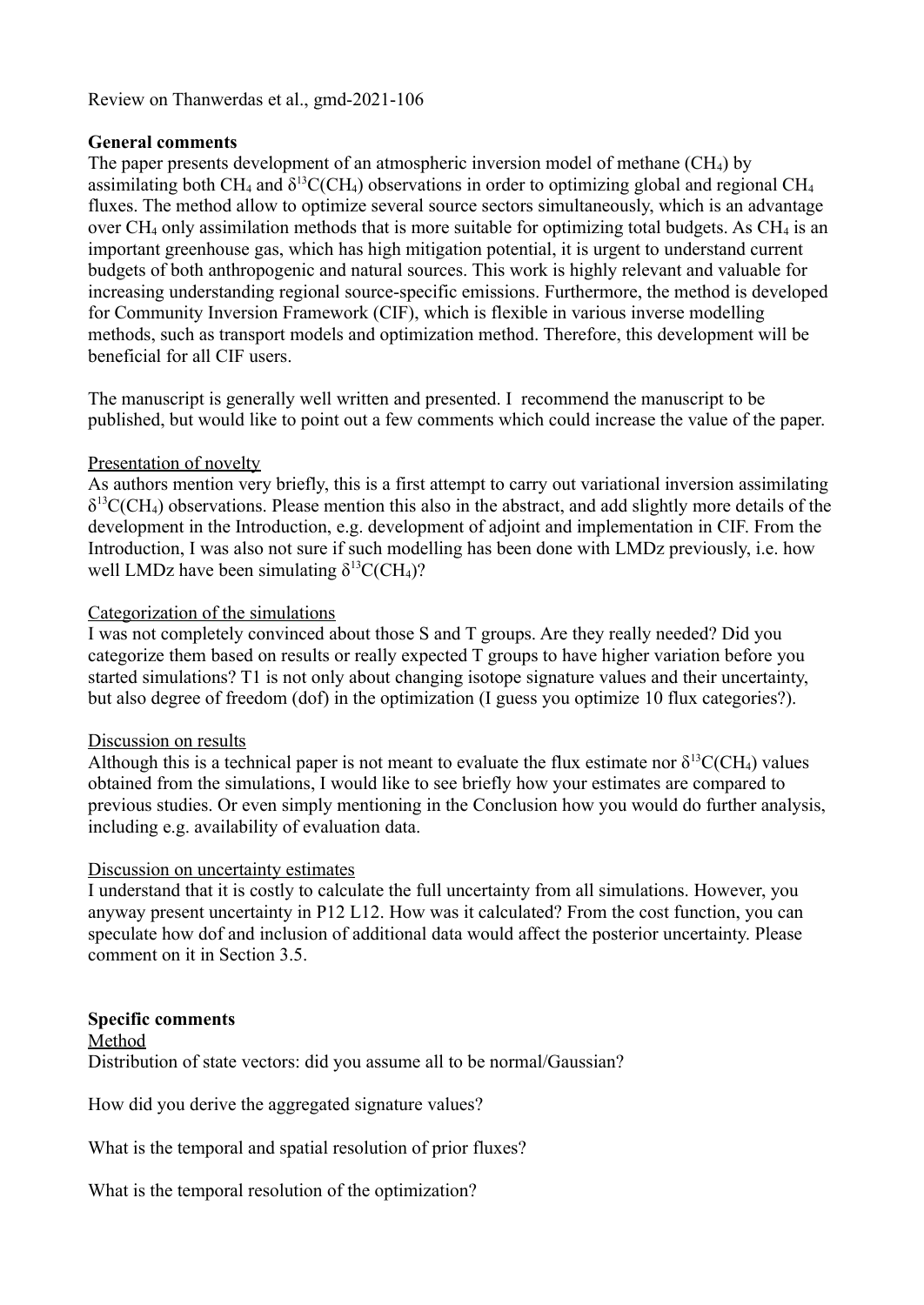Review on Thanwerdas et al., gmd-2021-106

**General comments**

The paper presents development of an atmospheric inversion model of methane ($CH_4$) by assimilating both $CH_4$ and $\delta^{13}C(CH_4)$ observations in order to optimizing global and regional $CH_4$ fluxes. The method allow to optimize several source sectors simultaneously, which is an advantage over $CH_4$ only assimilation methods that is more suitable for optimizing total budgets. As $CH_4$ is an important greenhouse gas, which has high mitigation potential, it is urgent to understand current budgets of both anthropogenic and natural sources. This work is highly relevant and valuable for increasing understanding regional source-specific emissions. Furthermore, the method is developed for Community Inversion Framework (CIF), which is flexible in various inverse modelling methods, such as transport models and optimization method. Therefore, this development will be beneficial for all CIF users.

The manuscript is generally well written and presented. I recommend the manuscript to be published, but would like to point out a few comments which could increase the value of the paper.

Presentation of novelty

As authors mention very briefly, this is a first attempt to carry out variational inversion assimilating $\delta^{13}C(CH_4)$ observations. Please mention this also in the abstract, and add slightly more details of the development in the Introduction, e.g. development of adjoint and implementation in CIF. From the Introduction, I was also not sure if such modelling has been done with LMDz previously, i.e. how well LMDz have been simulating $\delta^{13}C(CH_4)$?

Categorization of the simulations

I was not completely convinced about those S and T groups. Are they really needed? Did you categorize them based on results or really expected T groups to have higher variation before you started simulations? T1 is not only about changing isotope signature values and their uncertainty, but also degree of freedom (dof) in the optimization (I guess you optimize 10 flux categories?).

Discussion on results

Although this is a technical paper is not meant to evaluate the flux estimate nor $\delta^{13}C(CH_4)$ values obtained from the simulations, I would like to see briefly how your estimates are compared to previous studies. Or even simply mentioning in the Conclusion how you would do further analysis, including e.g. availability of evaluation data.

Discussion on uncertainty estimates

I understand that it is costly to calculate the full uncertainty from all simulations. However, you anyway present uncertainty in P12 L12. How was it calculated? From the cost function, you can speculate how dof and inclusion of additional data would affect the posterior uncertainty. Please comment on it in Section 3.5.

**Specific comments**

Method

Distribution of state vectors: did you assume all to be normal/Gaussian?

How did you derive the aggregated signature values?

What is the temporal and spatial resolution of prior fluxes?

What is the temporal resolution of the optimization?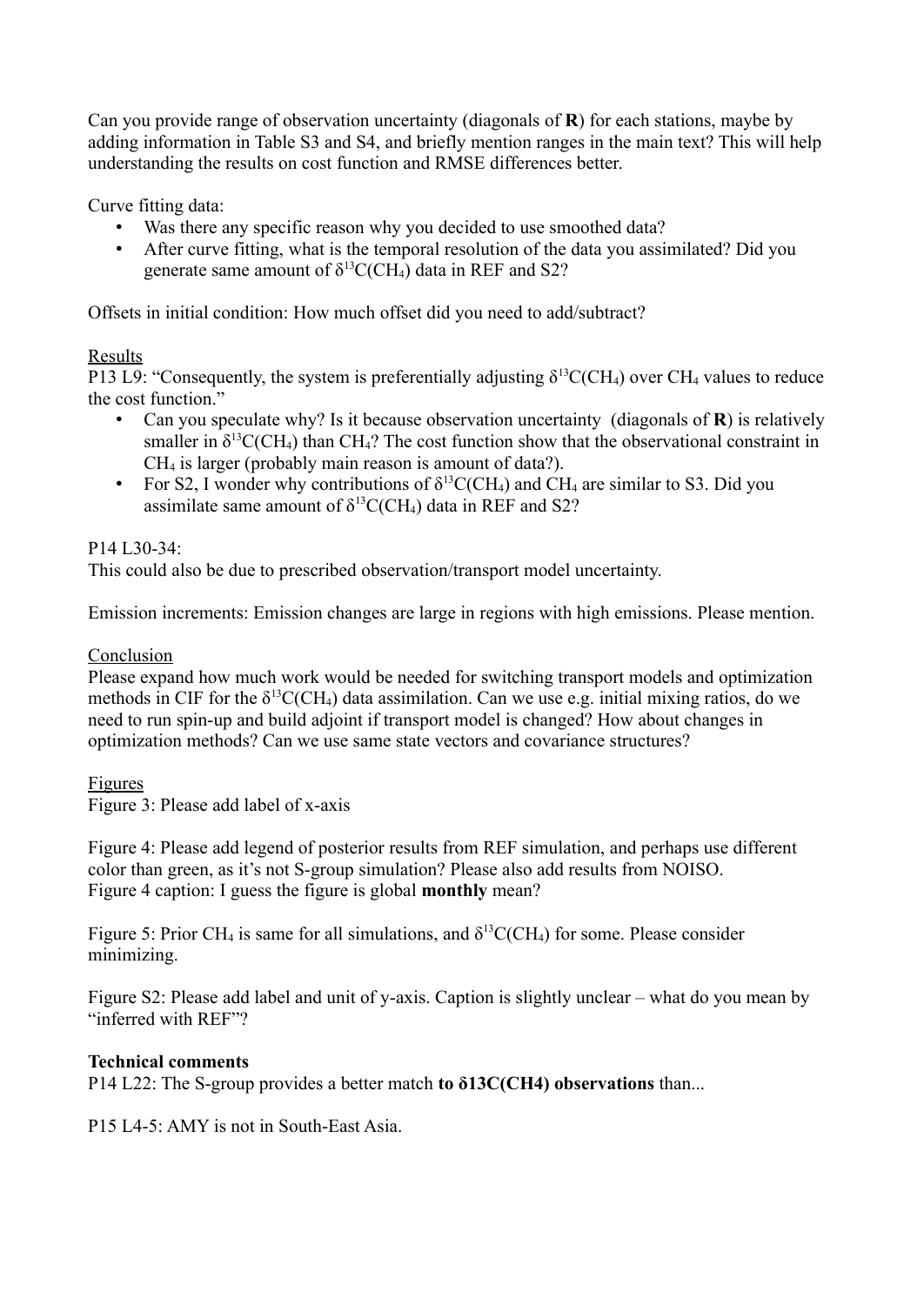Can you provide range of observation uncertainty (diagonals of **R**) for each stations, maybe by adding information in Table S3 and S4, and briefly mention ranges in the main text? This will help understanding the results on cost function and RMSE differences better.

Curve fitting data:

- Was there any specific reason why you decided to use smoothed data?
- After curve fitting, what is the temporal resolution of the data you assimilated? Did you generate same amount of $\delta^{13}C(CH_4)$ data in REF and S2?

Offsets in initial condition: How much offset did you need to add/subtract?

<u>Results</u>

P13 L9: "Consequently, the system is preferentially adjusting $\delta^{13}C(CH_4)$ over $CH_4$ values to reduce the cost function."

- Can you speculate why? Is it because observation uncertainty (diagonals of **R**) is relatively smaller in $\delta^{13}C(CH_4)$ than $CH_4$? The cost function show that the observational constraint in $CH_4$ is larger (probably main reason is amount of data?).
- For S2, I wonder why contributions of $\delta^{13}C(CH_4)$ and $CH_4$ are similar to S3. Did you assimilate same amount of $\delta^{13}C(CH_4)$ data in REF and S2?

P14 L30-34:

This could also be due to prescribed observation/transport model uncertainty.

Emission increments: Emission changes are large in regions with high emissions. Please mention.

<u>Conclusion</u>

Please expand how much work would be needed for switching transport models and optimization methods in CIF for the $\delta^{13}C(CH_4)$ data assimilation. Can we use e.g. initial mixing ratios, do we need to run spin-up and build adjoint if transport model is changed? How about changes in optimization methods? Can we use same state vectors and covariance structures?

<u>Figures</u>

Figure 3: Please add label of x-axis

Figure 4: Please add legend of posterior results from REF simulation, and perhaps use different color than green, as it's not S-group simulation? Please also add results from NOISO.
Figure 4 caption: I guess the figure is global **monthly** mean?

Figure 5: Prior $CH_4$ is same for all simulations, and $\delta^{13}C(CH_4)$ for some. Please consider minimizing.

Figure S2: Please add label and unit of y-axis. Caption is slightly unclear – what do you mean by "inferred with REF"?

**Technical comments**

P14 L22: The S-group provides a better match **to δ13C(CH4) observations** than...

P15 L4-5: AMY is not in South-East Asia.